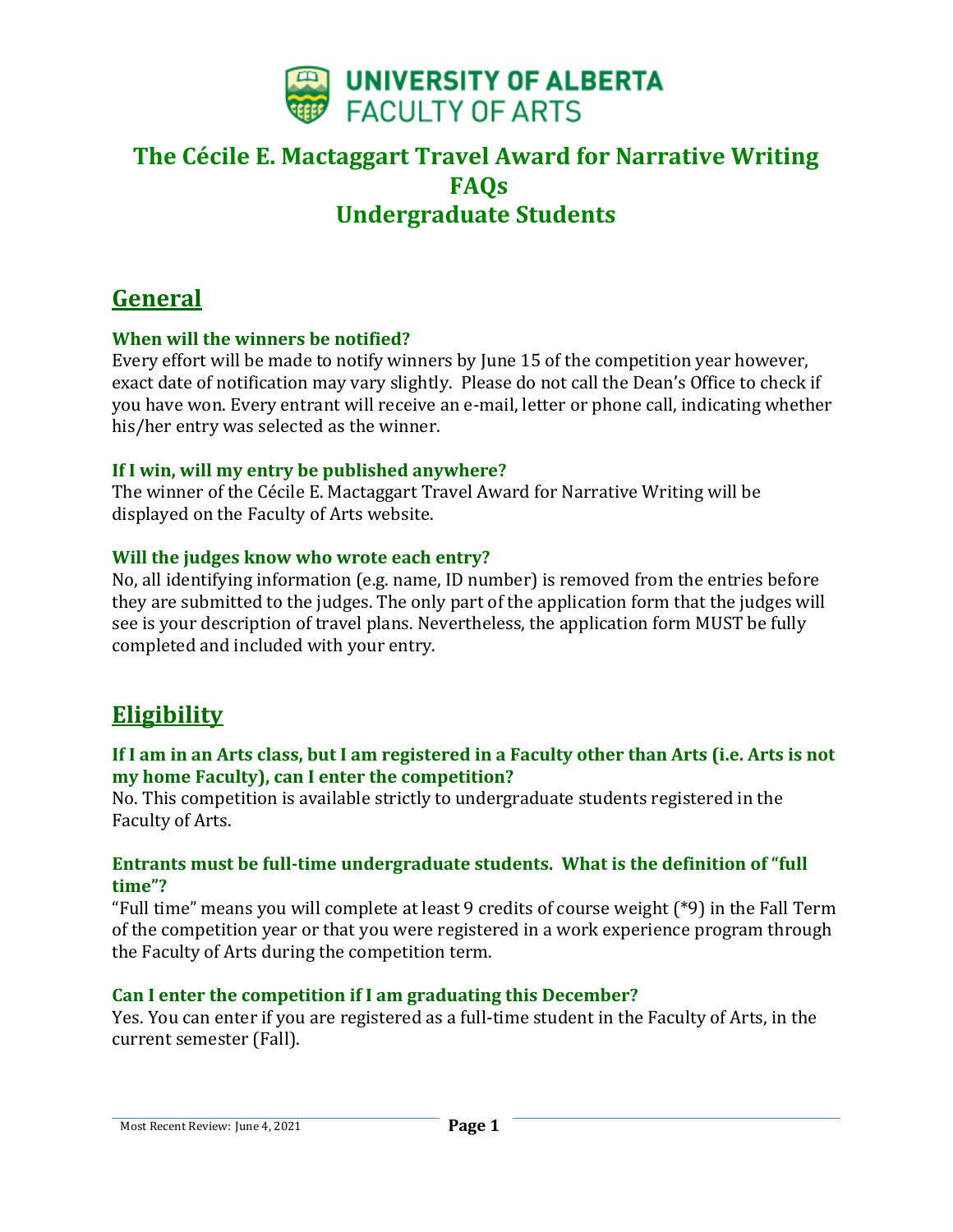UNIVERSITY OF ALBERTA
FACULTY OF ARTS

# The Cécile E. Mactaggart Travel Award for Narrative Writing FAQs Undergraduate Students

## General

### When will the winners be notified?

Every effort will be made to notify winners by June 15 of the competition year however, exact date of notification may vary slightly. Please do not call the Dean's Office to check if you have won. Every entrant will receive an e-mail, letter or phone call, indicating whether his/her entry was selected as the winner.

### If I win, will my entry be published anywhere?

The winner of the Cécile E. Mactaggart Travel Award for Narrative Writing will be displayed on the Faculty of Arts website.

### Will the judges know who wrote each entry?

No, all identifying information (e.g. name, ID number) is removed from the entries before they are submitted to the judges. The only part of the application form that the judges will see is your description of travel plans. Nevertheless, the application form MUST be fully completed and included with your entry.

## Eligibility

### If I am in an Arts class, but I am registered in a Faculty other than Arts (i.e. Arts is not my home Faculty), can I enter the competition?

No. This competition is available strictly to undergraduate students registered in the Faculty of Arts.

### Entrants must be full-time undergraduate students. What is the definition of "full time"?

"Full time" means you will complete at least 9 credits of course weight (*9) in the Fall Term of the competition year or that you were registered in a work experience program through the Faculty of Arts during the competition term.

### Can I enter the competition if I am graduating this December?

Yes. You can enter if you are registered as a full-time student in the Faculty of Arts, in the current semester (Fall).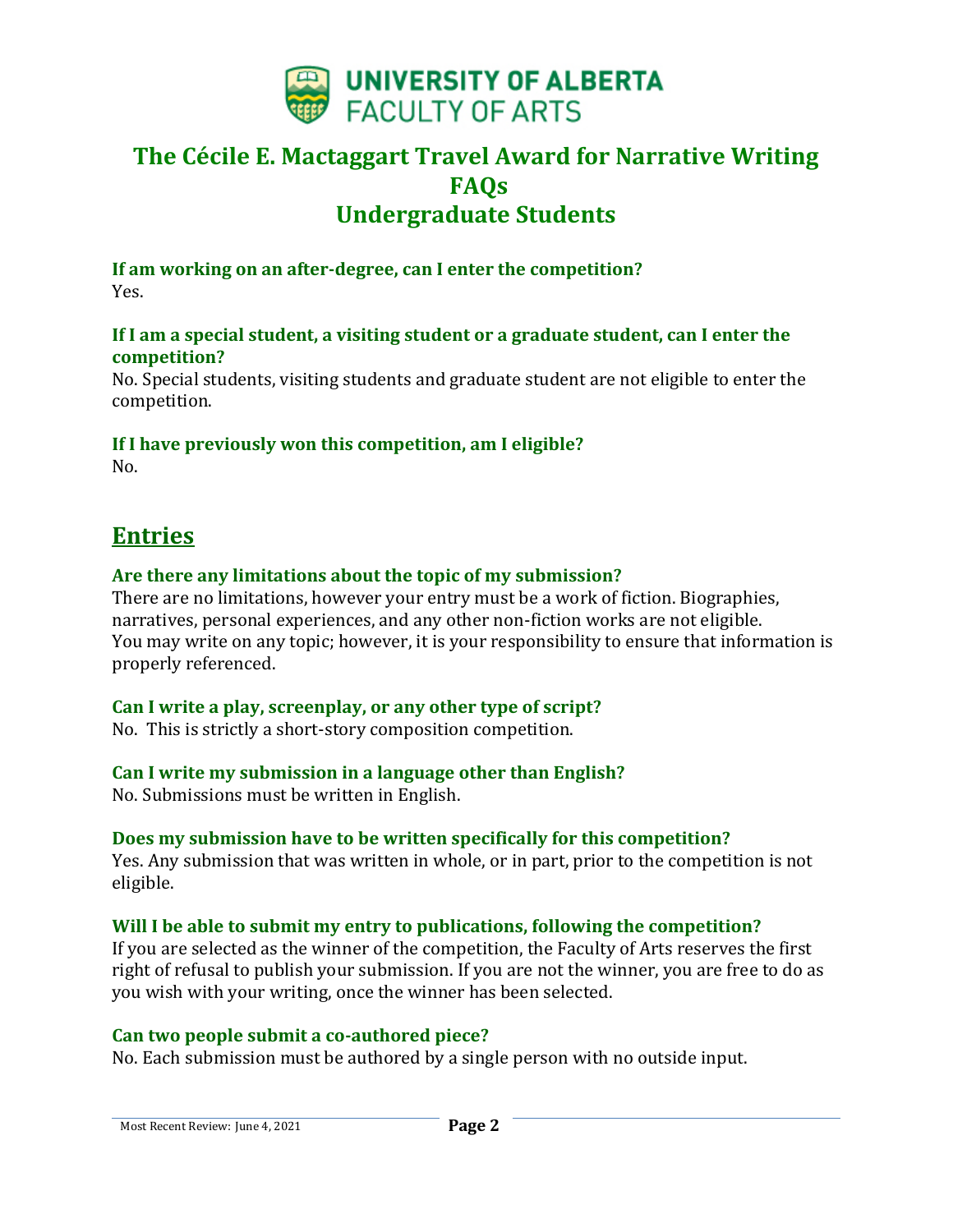# UNIVERSITY OF ALBERTA
# FACULTY OF ARTS

## The Cécile E. Mactaggart Travel Award for Narrative Writing FAQs Undergraduate Students

**If am working on an after-degree, can I enter the competition?**
Yes.

**If I am a special student, a visiting student or a graduate student, can I enter the competition?**
No. Special students, visiting students and graduate student are not eligible to enter the competition.

**If I have previously won this competition, am I eligible?**
No.

## Entries

**Are there any limitations about the topic of my submission?**
There are no limitations, however your entry must be a work of fiction. Biographies, narratives, personal experiences, and any other non-fiction works are not eligible. You may write on any topic; however, it is your responsibility to ensure that information is properly referenced.

**Can I write a play, screenplay, or any other type of script?**
No. This is strictly a short-story composition competition.

**Can I write my submission in a language other than English?**
No. Submissions must be written in English.

**Does my submission have to be written specifically for this competition?**
Yes. Any submission that was written in whole, or in part, prior to the competition is not eligible.

**Will I be able to submit my entry to publications, following the competition?**
If you are selected as the winner of the competition, the Faculty of Arts reserves the first right of refusal to publish your submission. If you are not the winner, you are free to do as you wish with your writing, once the winner has been selected.

**Can two people submit a co-authored piece?**
No. Each submission must be authored by a single person with no outside input.

Most Recent Review: June 4, 2021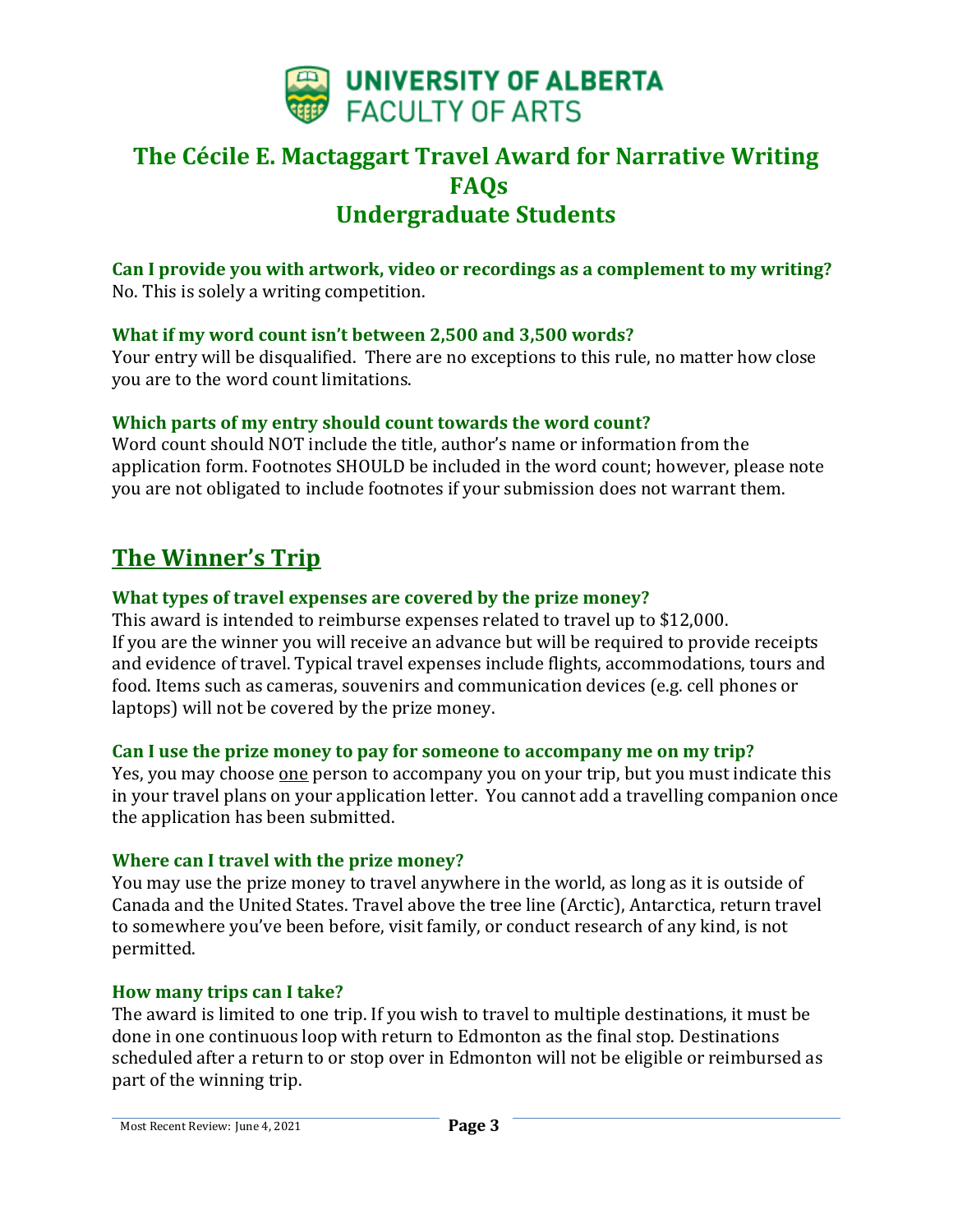**UNIVERSITY OF ALBERTA**
**FACULTY OF ARTS**

# The Cécile E. Mactaggart Travel Award for Narrative Writing FAQs Undergraduate Students

### Can I provide you with artwork, video or recordings as a complement to my writing?

No. This is solely a writing competition.

### What if my word count isn't between 2,500 and 3,500 words?

Your entry will be disqualified. There are no exceptions to this rule, no matter how close you are to the word count limitations.

### Which parts of my entry should count towards the word count?

Word count should NOT include the title, author's name or information from the application form. Footnotes SHOULD be included in the word count; however, please note you are not obligated to include footnotes if your submission does not warrant them.

## The Winner's Trip

### What types of travel expenses are covered by the prize money?

This award is intended to reimburse expenses related to travel up to $12,000. If you are the winner you will receive an advance but will be required to provide receipts and evidence of travel. Typical travel expenses include flights, accommodations, tours and food. Items such as cameras, souvenirs and communication devices (e.g. cell phones or laptops) will not be covered by the prize money.

### Can I use the prize money to pay for someone to accompany me on my trip?

Yes, you may choose one person to accompany you on your trip, but you must indicate this in your travel plans on your application letter. You cannot add a travelling companion once the application has been submitted.

### Where can I travel with the prize money?

You may use the prize money to travel anywhere in the world, as long as it is outside of Canada and the United States. Travel above the tree line (Arctic), Antarctica, return travel to somewhere you've been before, visit family, or conduct research of any kind, is not permitted.

### How many trips can I take?

The award is limited to one trip. If you wish to travel to multiple destinations, it must be done in one continuous loop with return to Edmonton as the final stop. Destinations scheduled after a return to or stop over in Edmonton will not be eligible or reimbursed as part of the winning trip.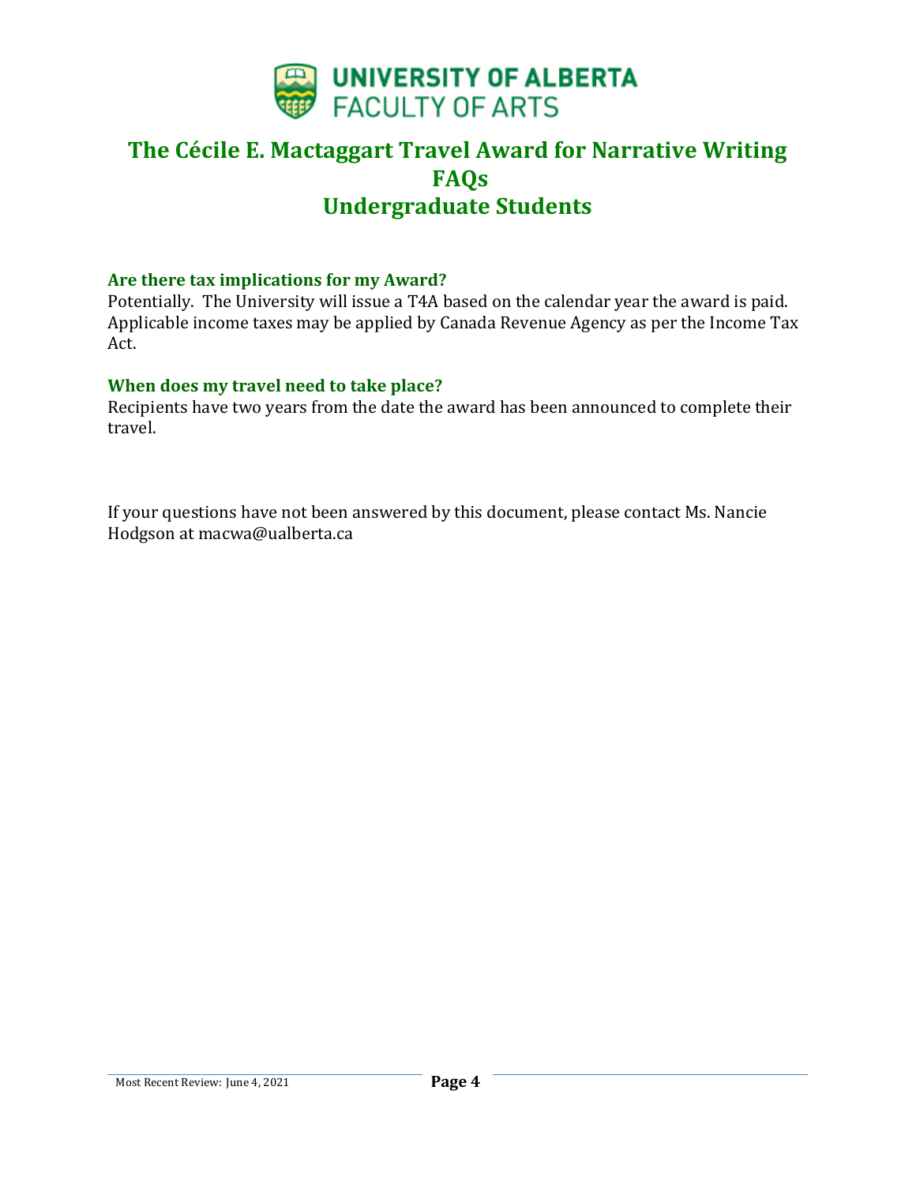# The Cécile E. Mactaggart Travel Award for Narrative Writing FAQs Undergraduate Students

### Are there tax implications for my Award?

Potentially. The University will issue a T4A based on the calendar year the award is paid. Applicable income taxes may be applied by Canada Revenue Agency as per the Income Tax Act.

### When does my travel need to take place?

Recipients have two years from the date the award has been announced to complete their travel.

If your questions have not been answered by this document, please contact Ms. Nancie Hodgson at macwa@ualberta.ca